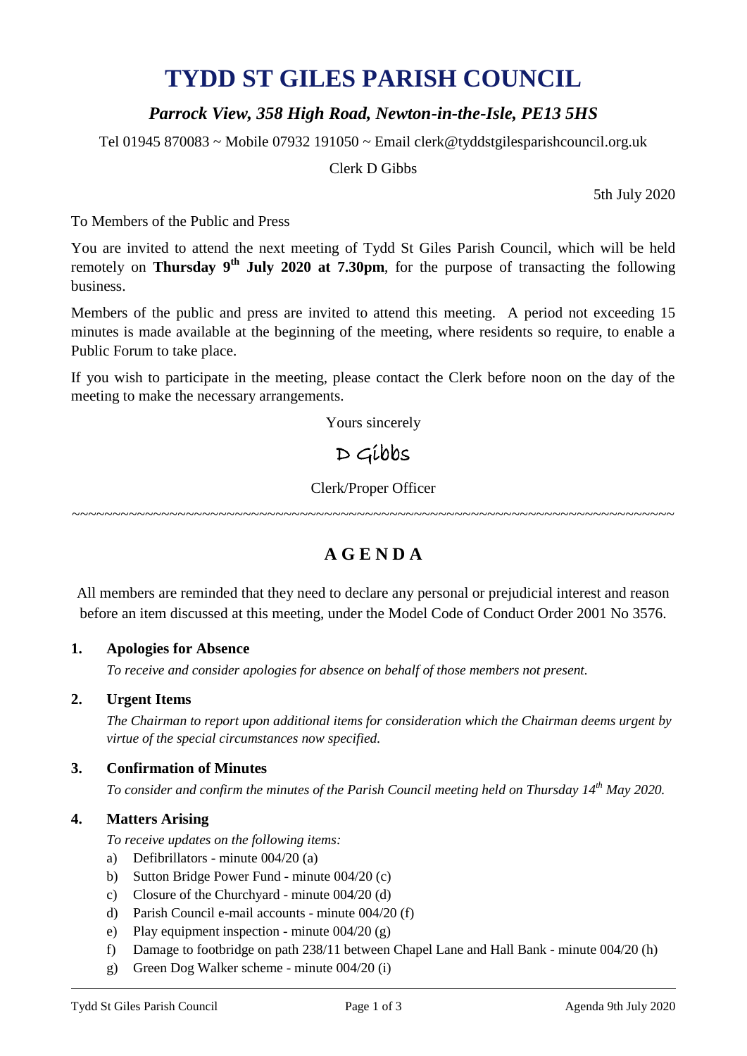# TYDD ST GILES PARISH COUNCIL

*Parrock View, 358 High Road, Newton-in-the-Isle, PE13 5HS*

Tel 01945 870083 ~ Mobile 07932 191050 ~ Email clerk@tyddstgilesparishcouncil.org.uk

Clerk D Gibbs

5th July 2020

To Members of the Public and Press

You are invited to attend the next meeting of Tydd St Giles Parish Council, which will be held remotely on **Thursday 9th July 2020 at 7.30pm**, for the purpose of transacting the following business.

Members of the public and press are invited to attend this meeting. A period not exceeding 15 minutes is made available at the beginning of the meeting, where residents so require, to enable a Public Forum to take place.

If you wish to participate in the meeting, please contact the Clerk before noon on the day of the meeting to make the necessary arrangements.

Yours sincerely

D Gibbs

Clerk/Proper Officer

~~~~~~~~~~~~~~~~~~~~~~~~~~~~~~~~~~~~~~~~~~~~~~~~~~~~~~~~~~~~~~~~~~~~~~~~

## A G E N D A

All members are reminded that they need to declare any personal or prejudicial interest and reason before an item discussed at this meeting, under the Model Code of Conduct Order 2001 No 3576.

**1. Apologies for Absence**

*To receive and consider apologies for absence on behalf of those members not present.*

**2. Urgent Items**

*The Chairman to report upon additional items for consideration which the Chairman deems urgent by virtue of the special circumstances now specified.*

**3. Confirmation of Minutes**

*To consider and confirm the minutes of the Parish Council meeting held on Thursday 14th May 2020.*

**4. Matters Arising**

*To receive updates on the following items:*

a) Defibrillators - minute 004/20 (a)
b) Sutton Bridge Power Fund - minute 004/20 (c)
c) Closure of the Churchyard - minute 004/20 (d)
d) Parish Council e-mail accounts - minute 004/20 (f)
e) Play equipment inspection - minute 004/20 (g)
f) Damage to footbridge on path 238/11 between Chapel Lane and Hall Bank - minute 004/20 (h)
g) Green Dog Walker scheme - minute 004/20 (i)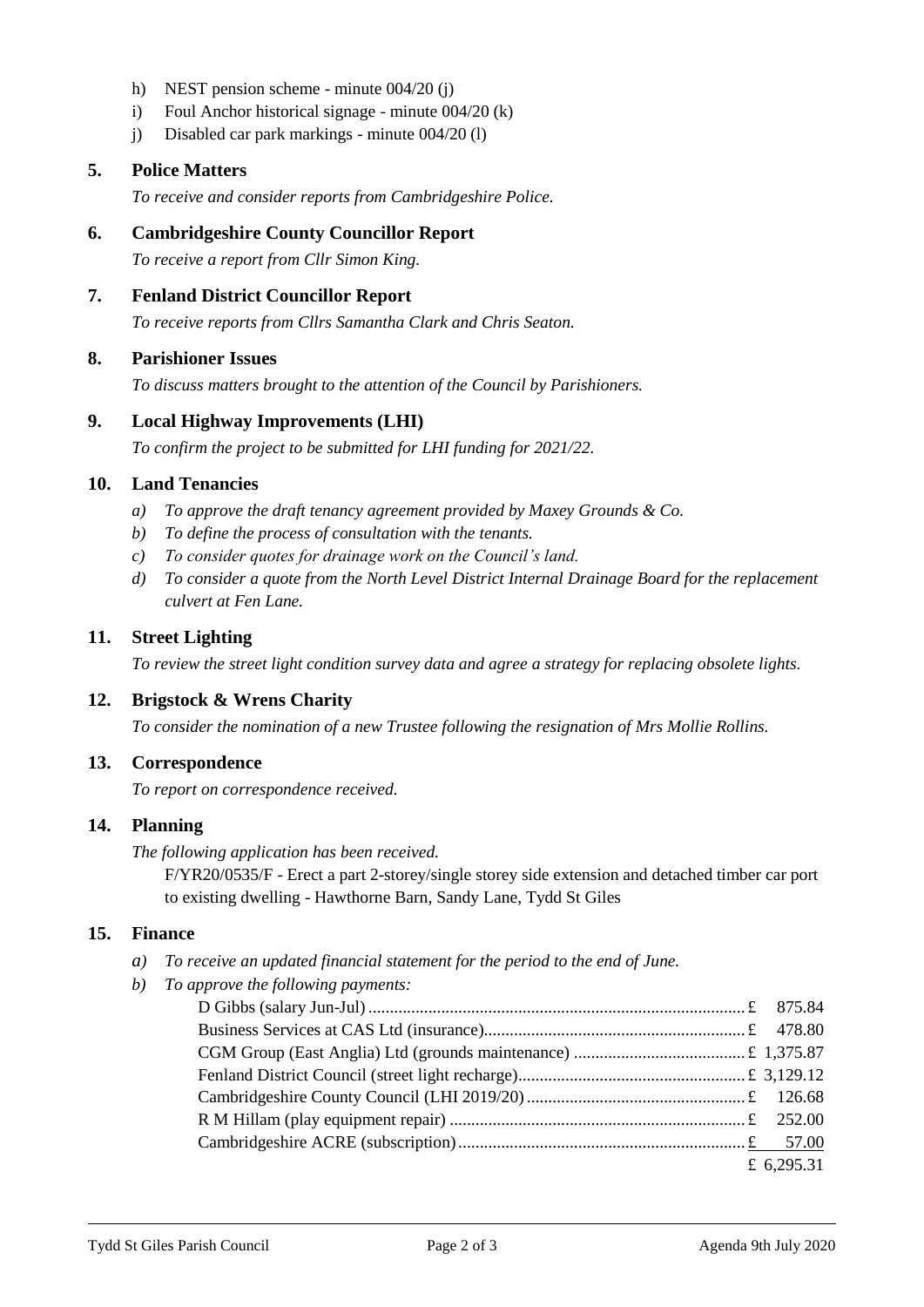h) NEST pension scheme - minute 004/20 (j)
i) Foul Anchor historical signage - minute 004/20 (k)
j) Disabled car park markings - minute 004/20 (l)

## 5. Police Matters

*To receive and consider reports from Cambridgeshire Police.*

## 6. Cambridgeshire County Councillor Report

*To receive a report from Cllr Simon King.*

## 7. Fenland District Councillor Report

*To receive reports from Cllrs Samantha Clark and Chris Seaton.*

## 8. Parishioner Issues

*To discuss matters brought to the attention of the Council by Parishioners.*

## 9. Local Highway Improvements (LHI)

*To confirm the project to be submitted for LHI funding for 2021/22.*

## 10. Land Tenancies

*a) To approve the draft tenancy agreement provided by Maxey Grounds & Co.*
*b) To define the process of consultation with the tenants.*
*c) To consider quotes for drainage work on the Council's land.*
*d) To consider a quote from the North Level District Internal Drainage Board for the replacement culvert at Fen Lane.*

## 11. Street Lighting

*To review the street light condition survey data and agree a strategy for replacing obsolete lights.*

## 12. Brigstock & Wrens Charity

*To consider the nomination of a new Trustee following the resignation of Mrs Mollie Rollins.*

## 13. Correspondence

*To report on correspondence received.*

## 14. Planning

*The following application has been received.*

F/YR20/0535/F - Erect a part 2-storey/single storey side extension and detached timber car port to existing dwelling - Hawthorne Barn, Sandy Lane, Tydd St Giles

## 15. Finance

*a) To receive an updated financial statement for the period to the end of June.*
*b) To approve the following payments:*

| Payee | Amount |
|---|---|
| D Gibbs (salary Jun-Jul) | £ 875.84 |
| Business Services at CAS Ltd (insurance) | £ 478.80 |
| CGM Group (East Anglia) Ltd (grounds maintenance) | £ 1,375.87 |
| Fenland District Council (street light recharge) | £ 3,129.12 |
| Cambridgeshire County Council (LHI 2019/20) | £ 126.68 |
| R M Hillam (play equipment repair) | £ 252.00 |
| Cambridgeshire ACRE (subscription) | £ 57.00 |
| | £ 6,295.31 |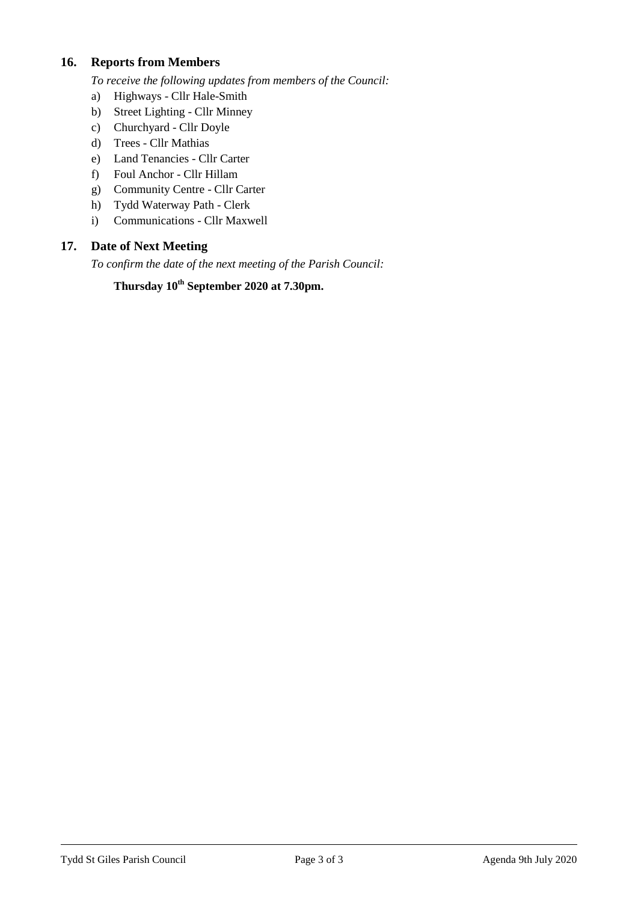## 16. Reports from Members

*To receive the following updates from members of the Council:*

a) Highways - Cllr Hale-Smith
b) Street Lighting - Cllr Minney
c) Churchyard - Cllr Doyle
d) Trees - Cllr Mathias
e) Land Tenancies - Cllr Carter
f) Foul Anchor - Cllr Hillam
g) Community Centre - Cllr Carter
h) Tydd Waterway Path - Clerk
i) Communications - Cllr Maxwell

## 17. Date of Next Meeting

*To confirm the date of the next meeting of the Parish Council:*

**Thursday 10th September 2020 at 7.30pm.**